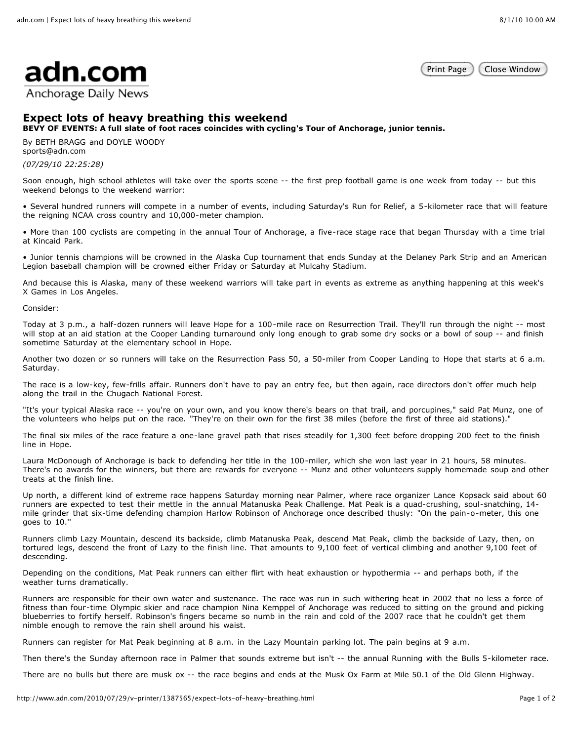adn.com
Anchorage Daily News

# Expect lots of heavy breathing this weekend

**BEVY OF EVENTS: A full slate of foot races coincides with cycling's Tour of Anchorage, junior tennis.**

By BETH BRAGG and DOYLE WOODY
sports@adn.com

*(07/29/10 22:25:28)*

Soon enough, high school athletes will take over the sports scene -- the first prep football game is one week from today -- but this weekend belongs to the weekend warrior:

• Several hundred runners will compete in a number of events, including Saturday's Run for Relief, a 5-kilometer race that will feature the reigning NCAA cross country and 10,000-meter champion.

• More than 100 cyclists are competing in the annual Tour of Anchorage, a five-race stage race that began Thursday with a time trial at Kincaid Park.

• Junior tennis champions will be crowned in the Alaska Cup tournament that ends Sunday at the Delaney Park Strip and an American Legion baseball champion will be crowned either Friday or Saturday at Mulcahy Stadium.

And because this is Alaska, many of these weekend warriors will take part in events as extreme as anything happening at this week's X Games in Los Angeles.

Consider:

Today at 3 p.m., a half-dozen runners will leave Hope for a 100-mile race on Resurrection Trail. They'll run through the night -- most will stop at an aid station at the Cooper Landing turnaround only long enough to grab some dry socks or a bowl of soup -- and finish sometime Saturday at the elementary school in Hope.

Another two dozen or so runners will take on the Resurrection Pass 50, a 50-miler from Cooper Landing to Hope that starts at 6 a.m. Saturday.

The race is a low-key, few-frills affair. Runners don't have to pay an entry fee, but then again, race directors don't offer much help along the trail in the Chugach National Forest.

"It's your typical Alaska race -- you're on your own, and you know there's bears on that trail, and porcupines," said Pat Munz, one of the volunteers who helps put on the race. "They're on their own for the first 38 miles (before the first of three aid stations)."

The final six miles of the race feature a one-lane gravel path that rises steadily for 1,300 feet before dropping 200 feet to the finish line in Hope.

Laura McDonough of Anchorage is back to defending her title in the 100-miler, which she won last year in 21 hours, 58 minutes. There's no awards for the winners, but there are rewards for everyone -- Munz and other volunteers supply homemade soup and other treats at the finish line.

Up north, a different kind of extreme race happens Saturday morning near Palmer, where race organizer Lance Kopsack said about 60 runners are expected to test their mettle in the annual Matanuska Peak Challenge. Mat Peak is a quad-crushing, soul-snatching, 14-mile grinder that six-time defending champion Harlow Robinson of Anchorage once described thusly: "On the pain-o-meter, this one goes to 10.''

Runners climb Lazy Mountain, descend its backside, climb Matanuska Peak, descend Mat Peak, climb the backside of Lazy, then, on tortured legs, descend the front of Lazy to the finish line. That amounts to 9,100 feet of vertical climbing and another 9,100 feet of descending.

Depending on the conditions, Mat Peak runners can either flirt with heat exhaustion or hypothermia -- and perhaps both, if the weather turns dramatically.

Runners are responsible for their own water and sustenance. The race was run in such withering heat in 2002 that no less a force of fitness than four-time Olympic skier and race champion Nina Kemppel of Anchorage was reduced to sitting on the ground and picking blueberries to fortify herself. Robinson's fingers became so numb in the rain and cold of the 2007 race that he couldn't get them nimble enough to remove the rain shell around his waist.

Runners can register for Mat Peak beginning at 8 a.m. in the Lazy Mountain parking lot. The pain begins at 9 a.m.

Then there's the Sunday afternoon race in Palmer that sounds extreme but isn't -- the annual Running with the Bulls 5-kilometer race.

There are no bulls but there are musk ox -- the race begins and ends at the Musk Ox Farm at Mile 50.1 of the Old Glenn Highway.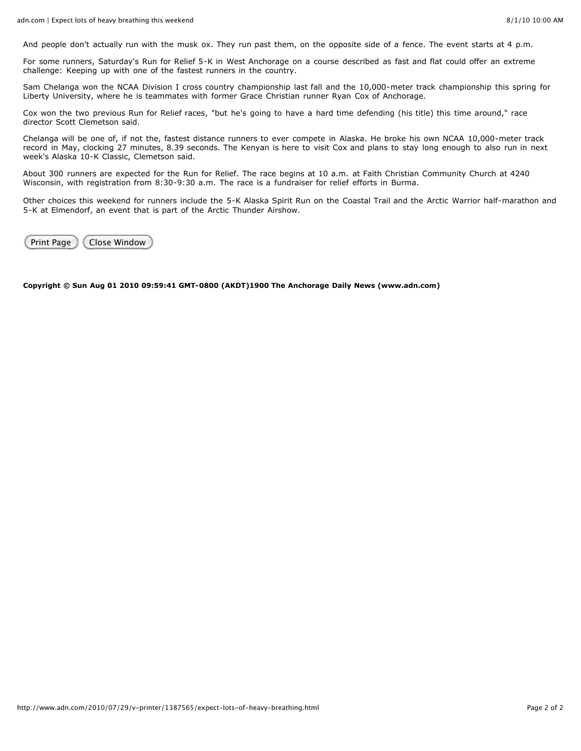And people don't actually run with the musk ox. They run past them, on the opposite side of a fence. The event starts at 4 p.m.

For some runners, Saturday's Run for Relief 5-K in West Anchorage on a course described as fast and flat could offer an extreme challenge: Keeping up with one of the fastest runners in the country.

Sam Chelanga won the NCAA Division I cross country championship last fall and the 10,000-meter track championship this spring for Liberty University, where he is teammates with former Grace Christian runner Ryan Cox of Anchorage.

Cox won the two previous Run for Relief races, "but he's going to have a hard time defending (his title) this time around," race director Scott Clemetson said.

Chelanga will be one of, if not the, fastest distance runners to ever compete in Alaska. He broke his own NCAA 10,000-meter track record in May, clocking 27 minutes, 8.39 seconds. The Kenyan is here to visit Cox and plans to stay long enough to also run in next week's Alaska 10-K Classic, Clemetson said.

About 300 runners are expected for the Run for Relief. The race begins at 10 a.m. at Faith Christian Community Church at 4240 Wisconsin, with registration from 8:30-9:30 a.m. The race is a fundraiser for relief efforts in Burma.

Other choices this weekend for runners include the 5-K Alaska Spirit Run on the Coastal Trail and the Arctic Warrior half-marathon and 5-K at Elmendorf, an event that is part of the Arctic Thunder Airshow.

Print Page | Close Window

**Copyright © Sun Aug 01 2010 09:59:41 GMT-0800 (AKDT)1900 The Anchorage Daily News (www.adn.com)**